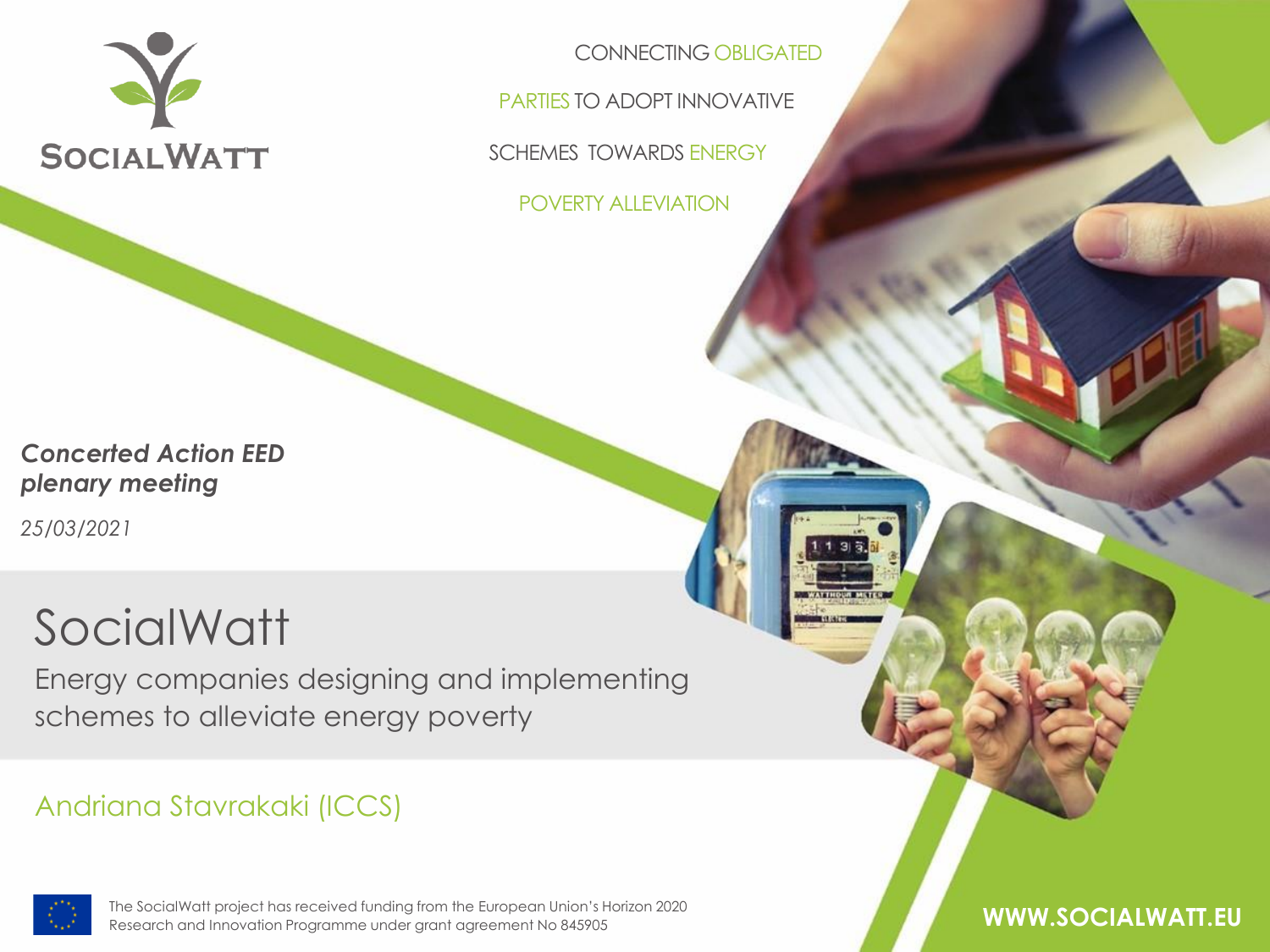SOCIALWATT

CONNECTING OBLIGATED PARTIES TO ADOPT INNOVATIVE SCHEMES TOWARDS ENERGY POVERTY ALLEVIATION

***Concerted Action EED plenary meeting***

*25/03/2021*

# SocialWatt

## Energy companies designing and implementing schemes to alleviate energy poverty

Andriana Stavrakaki (ICCS)

The SocialWatt project has received funding from the European Union's Horizon 2020 Research and Innovation Programme under grant agreement No 845905

**WWW.SOCIALWATT.EU**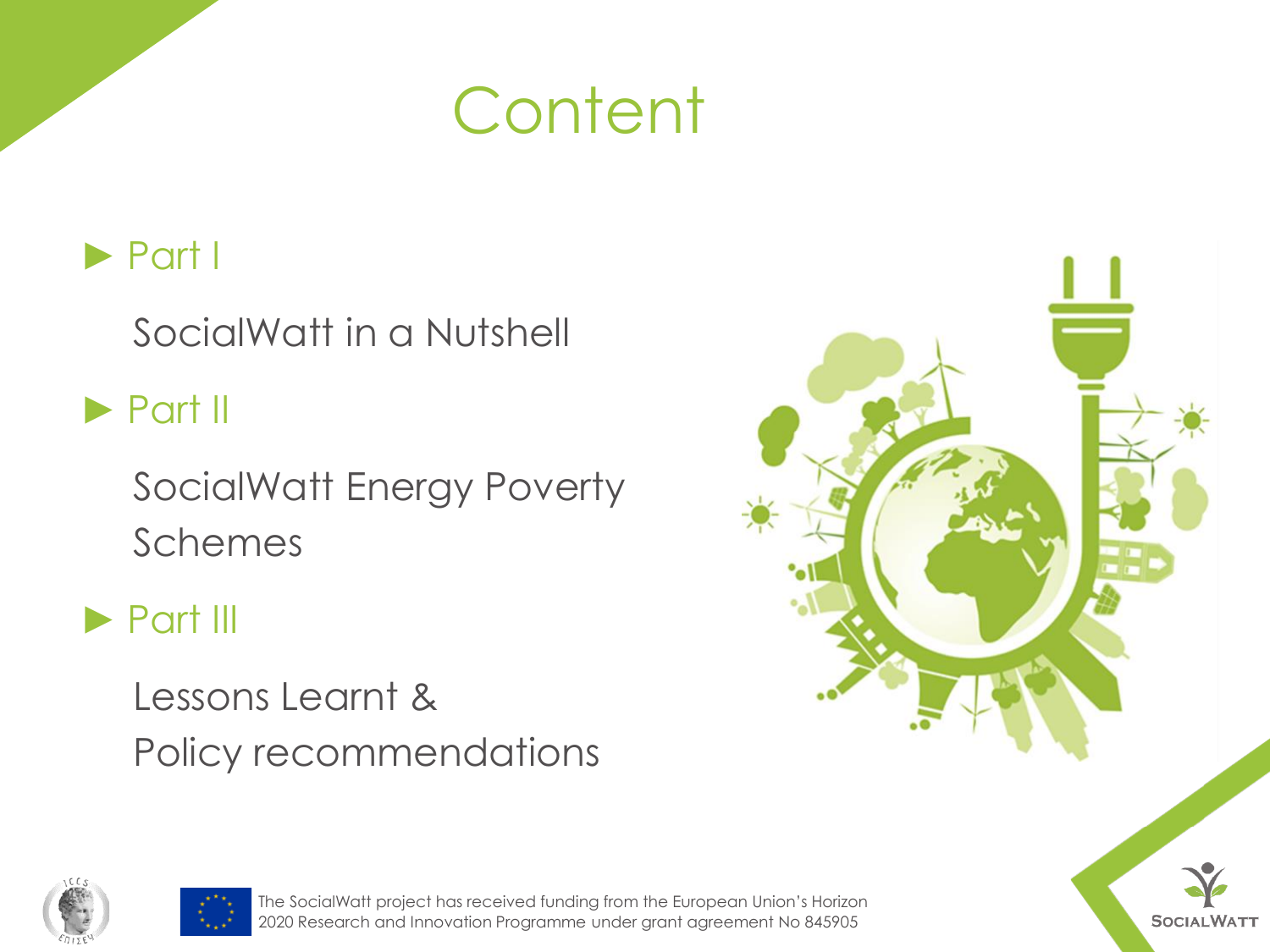# Content

- **Part I**

  SocialWatt in a Nutshell

- **Part II**

  SocialWatt Energy Poverty Schemes

- **Part III**

  Lessons Learnt & Policy recommendations

The SocialWatt project has received funding from the European Union's Horizon 2020 Research and Innovation Programme under grant agreement No 845905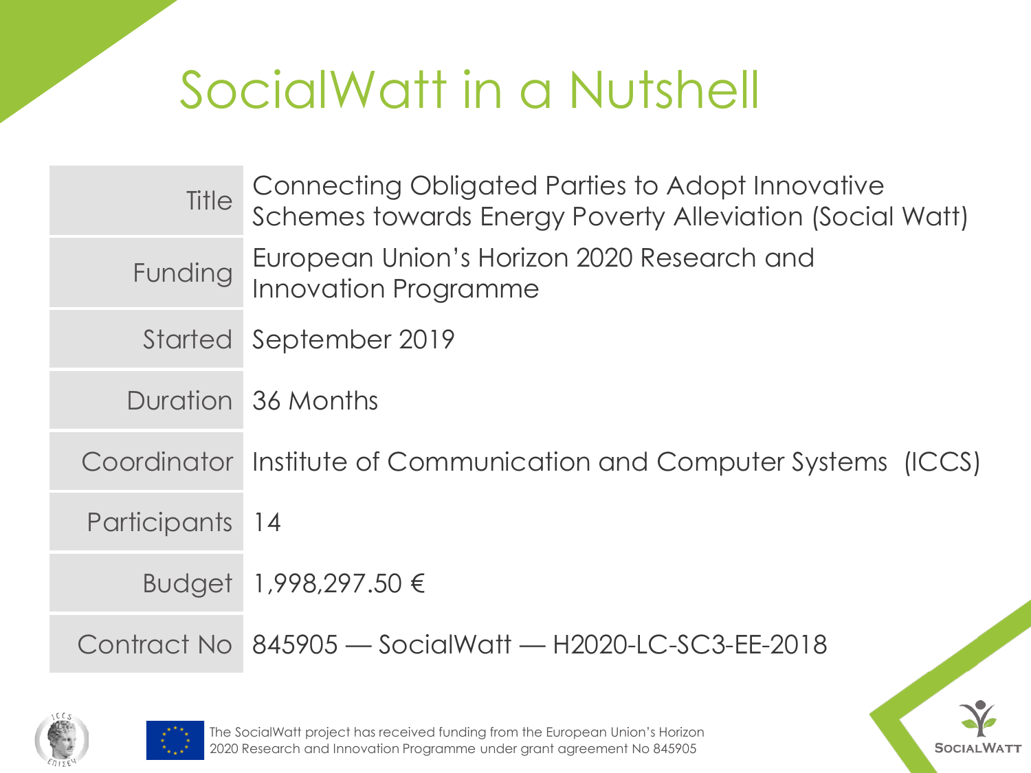# SocialWatt in a Nutshell

| | |
|---|---|
| Title | Connecting Obligated Parties to Adopt Innovative Schemes towards Energy Poverty Alleviation (Social Watt) |
| Funding | European Union's Horizon 2020 Research and Innovation Programme |
| Started | September 2019 |
| Duration | 36 Months |
| Coordinator | Institute of Communication and Computer Systems (ICCS) |
| Participants | 14 |
| Budget | 1,998,297.50 € |
| Contract No | 845905 — SocialWatt — H2020-LC-SC3-EE-2018 |

The SocialWatt project has received funding from the European Union's Horizon 2020 Research and Innovation Programme under grant agreement No 845905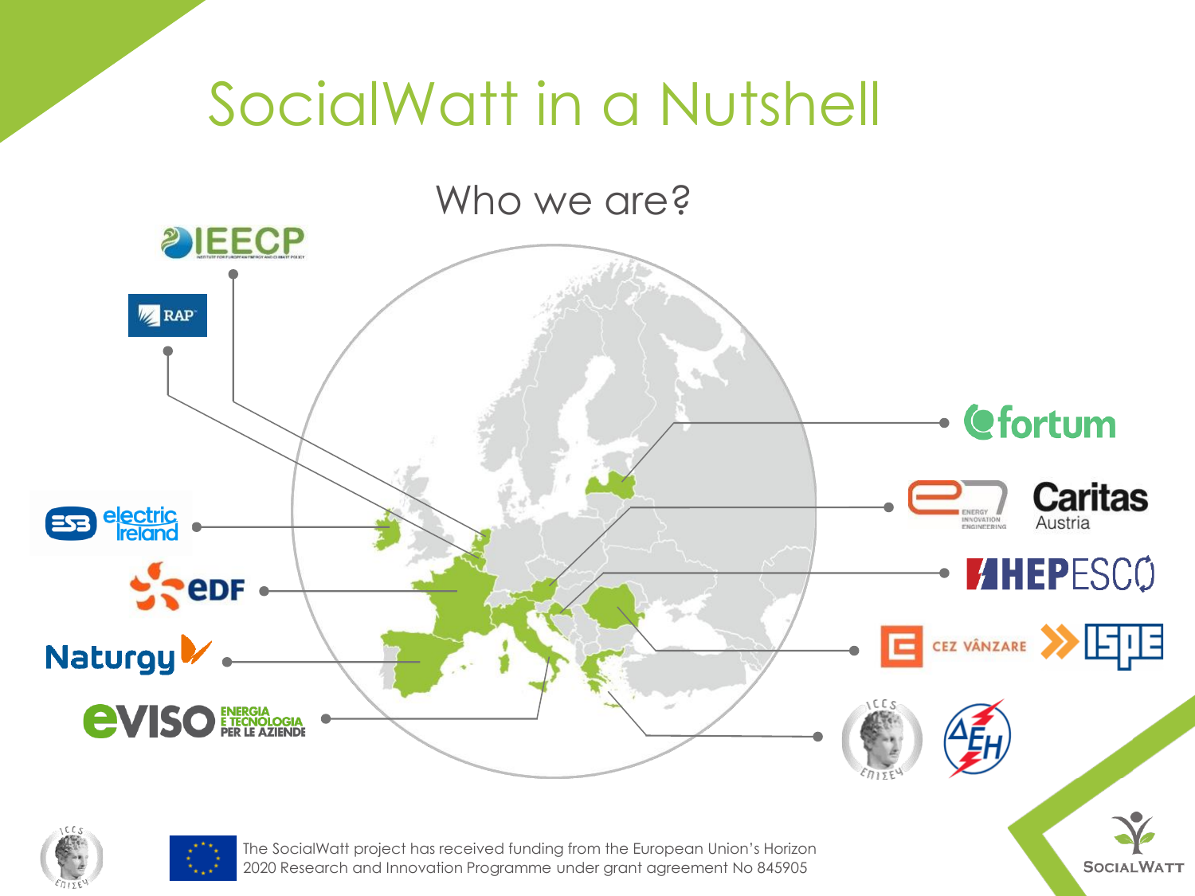# SocialWatt in a Nutshell

## Who we are?

IEECP

RAP

electric Ireland

EDF

Naturgy

eviso ENERGIA E TECNOLOGIA PER LE AZIENDE

fortum

ENERGY INNOVATION ENGINEERING

Caritas Austria

HEPESCO

CEZ VÂNZARE

ISPE

The SocialWatt project has received funding from the European Union's Horizon 2020 Research and Innovation Programme under grant agreement No 845905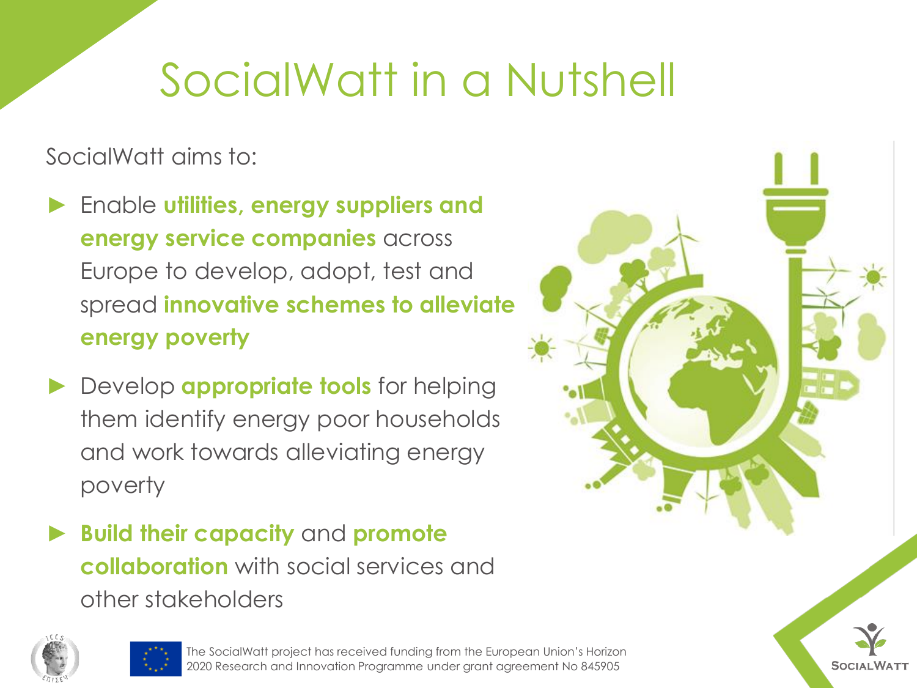# SocialWatt in a Nutshell

SocialWatt aims to:

- Enable **utilities, energy suppliers and energy service companies** across Europe to develop, adopt, test and spread **innovative schemes to alleviate energy poverty**
- Develop **appropriate tools** for helping them identify energy poor households and work towards alleviating energy poverty
- **Build their capacity** and **promote collaboration** with social services and other stakeholders

The SocialWatt project has received funding from the European Union's Horizon 2020 Research and Innovation Programme under grant agreement No 845905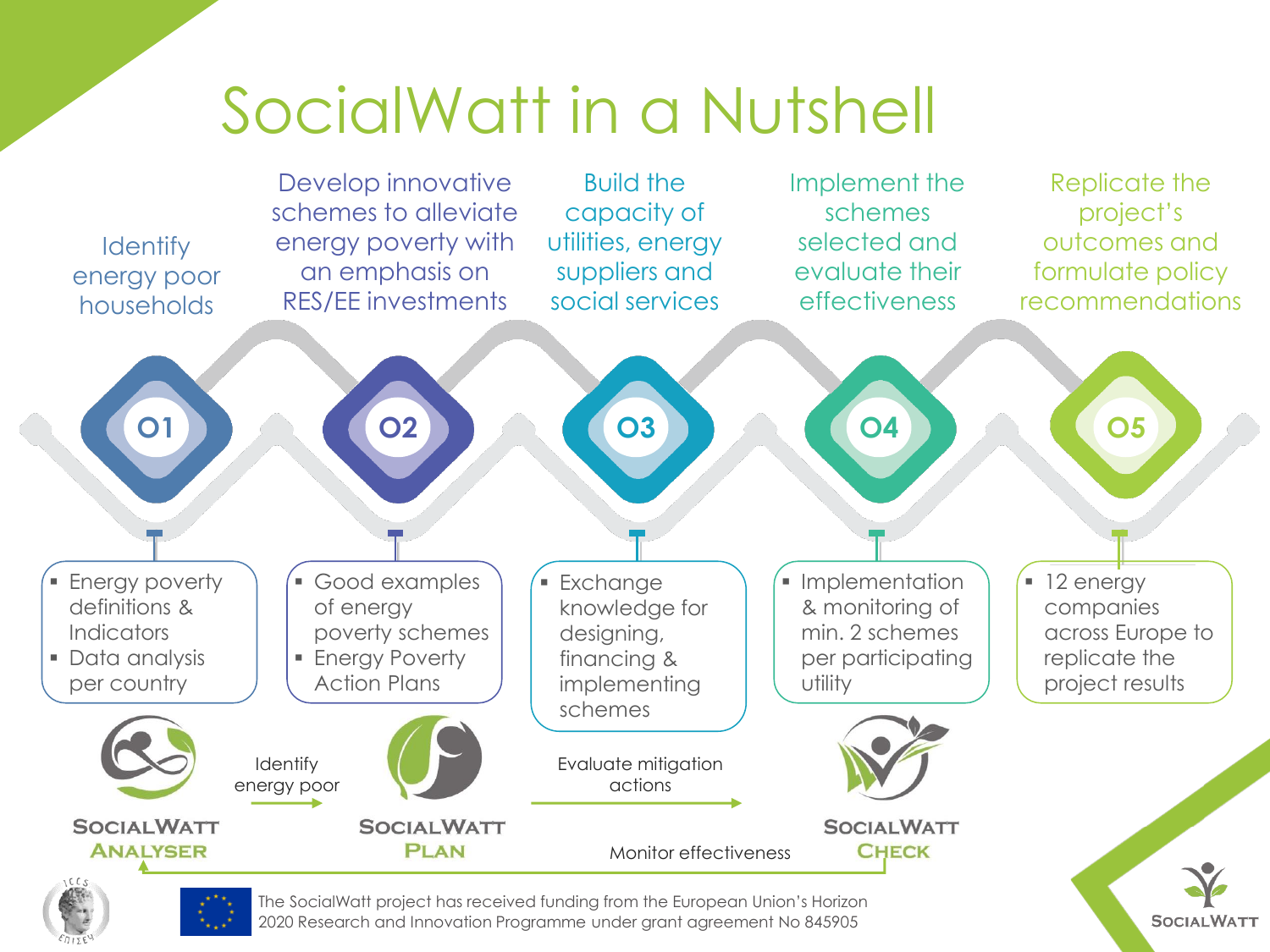# SocialWatt in a Nutshell

**O1** – Identify energy poor households

- Energy poverty definitions & Indicators
- Data analysis per country

**O2** – Develop innovative schemes to alleviate energy poverty with an emphasis on RES/EE investments

- Good examples of energy poverty schemes
- Energy Poverty Action Plans

**O3** – Build the capacity of utilities, energy suppliers and social services

- Exchange knowledge for designing, financing & implementing schemes

**O4** – Implement the schemes selected and evaluate their effectiveness

- Implementation & monitoring of min. 2 schemes per participating utility

**O5** – Replicate the project's outcomes and formulate policy recommendations

- 12 energy companies across Europe to replicate the project results

SocialWatt Analyser → Identify energy poor → SocialWatt Plan → Evaluate mitigation actions → SocialWatt Check → Monitor effectiveness → SocialWatt Analyser

The SocialWatt project has received funding from the European Union's Horizon 2020 Research and Innovation Programme under grant agreement No 845905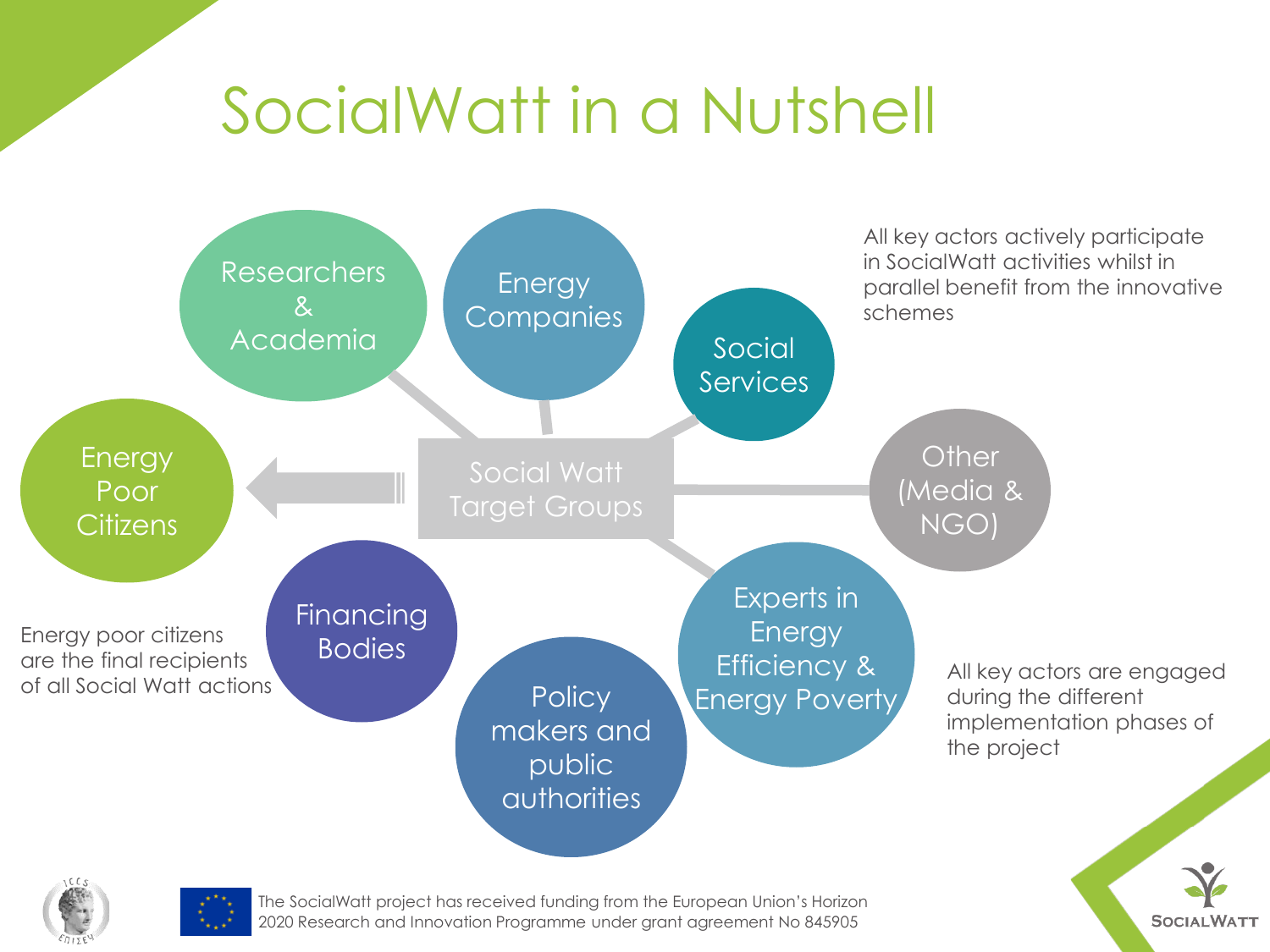# SocialWatt in a Nutshell

**Social Watt Target Groups**

- Researchers & Academia
- Energy Companies
- Social Services
- Other (Media & NGO)
- Experts in Energy Efficiency & Energy Poverty
- Policy makers and public authorities
- Financing Bodies
- Energy Poor Citizens

All key actors actively participate in SocialWatt activities whilst in parallel benefit from the innovative schemes

Energy poor citizens are the final recipients of all Social Watt actions

All key actors are engaged during the different implementation phases of the project

The SocialWatt project has received funding from the European Union's Horizon 2020 Research and Innovation Programme under grant agreement No 845905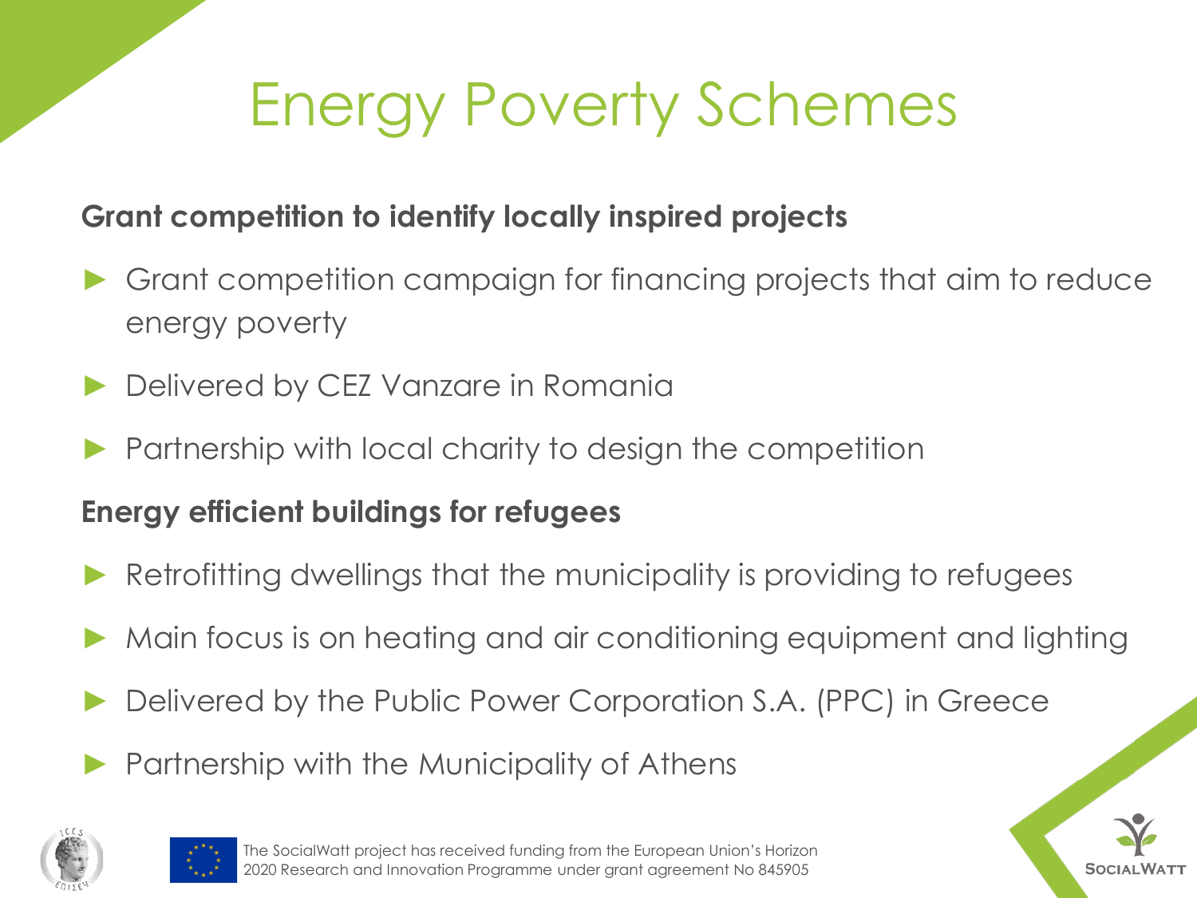# Energy Poverty Schemes

**Grant competition to identify locally inspired projects**

- Grant competition campaign for financing projects that aim to reduce energy poverty
- Delivered by CEZ Vanzare in Romania
- Partnership with local charity to design the competition

**Energy efficient buildings for refugees**

- Retrofitting dwellings that the municipality is providing to refugees
- Main focus is on heating and air conditioning equipment and lighting
- Delivered by the Public Power Corporation S.A. (PPC) in Greece
- Partnership with the Municipality of Athens

The SocialWatt project has received funding from the European Union's Horizon 2020 Research and Innovation Programme under grant agreement No 845905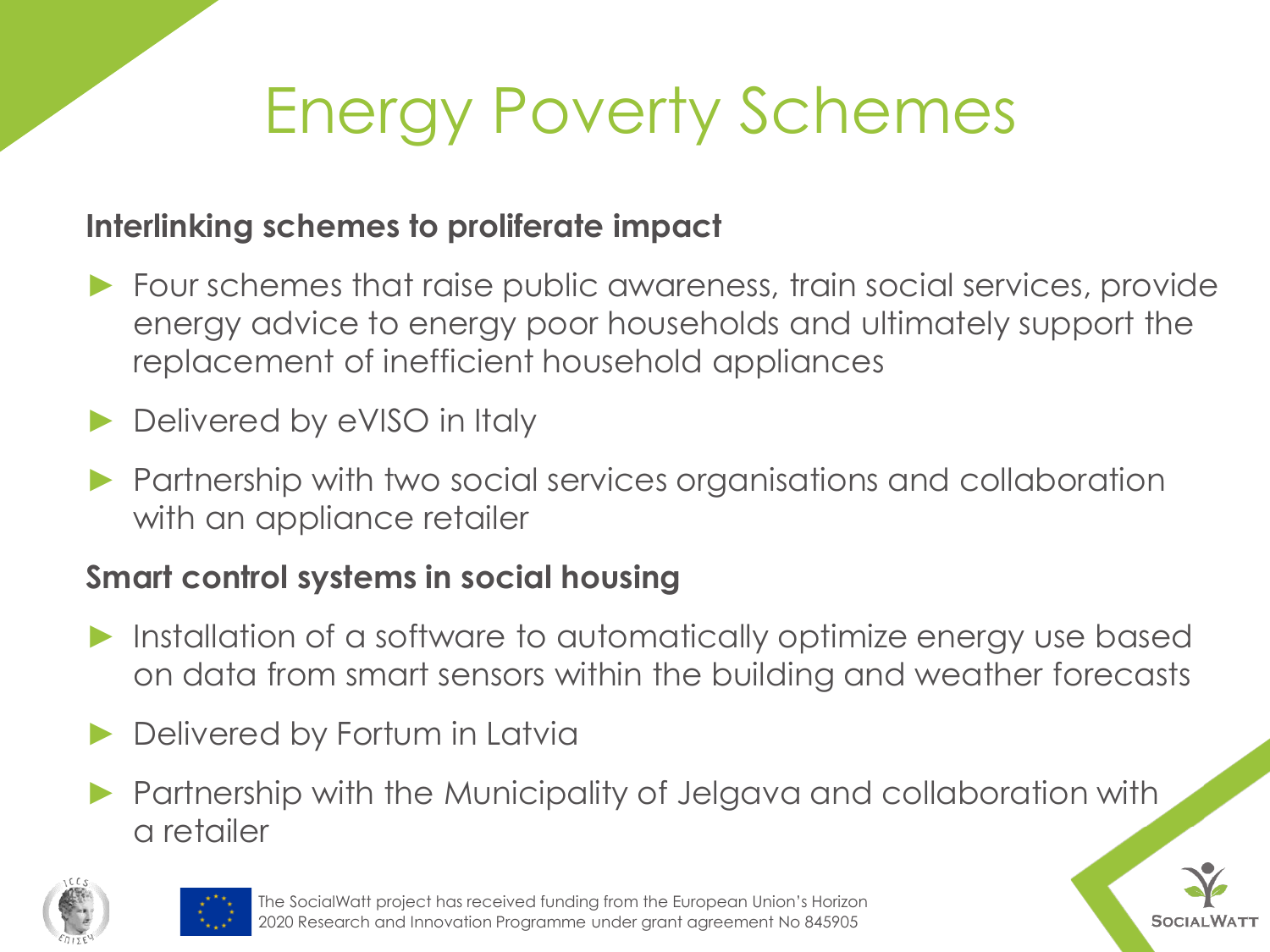# Energy Poverty Schemes

**Interlinking schemes to proliferate impact**

- Four schemes that raise public awareness, train social services, provide energy advice to energy poor households and ultimately support the replacement of inefficient household appliances
- Delivered by eVISO in Italy
- Partnership with two social services organisations and collaboration with an appliance retailer

**Smart control systems in social housing**

- Installation of a software to automatically optimize energy use based on data from smart sensors within the building and weather forecasts
- Delivered by Fortum in Latvia
- Partnership with the Municipality of Jelgava and collaboration with a retailer

The SocialWatt project has received funding from the European Union's Horizon 2020 Research and Innovation Programme under grant agreement No 845905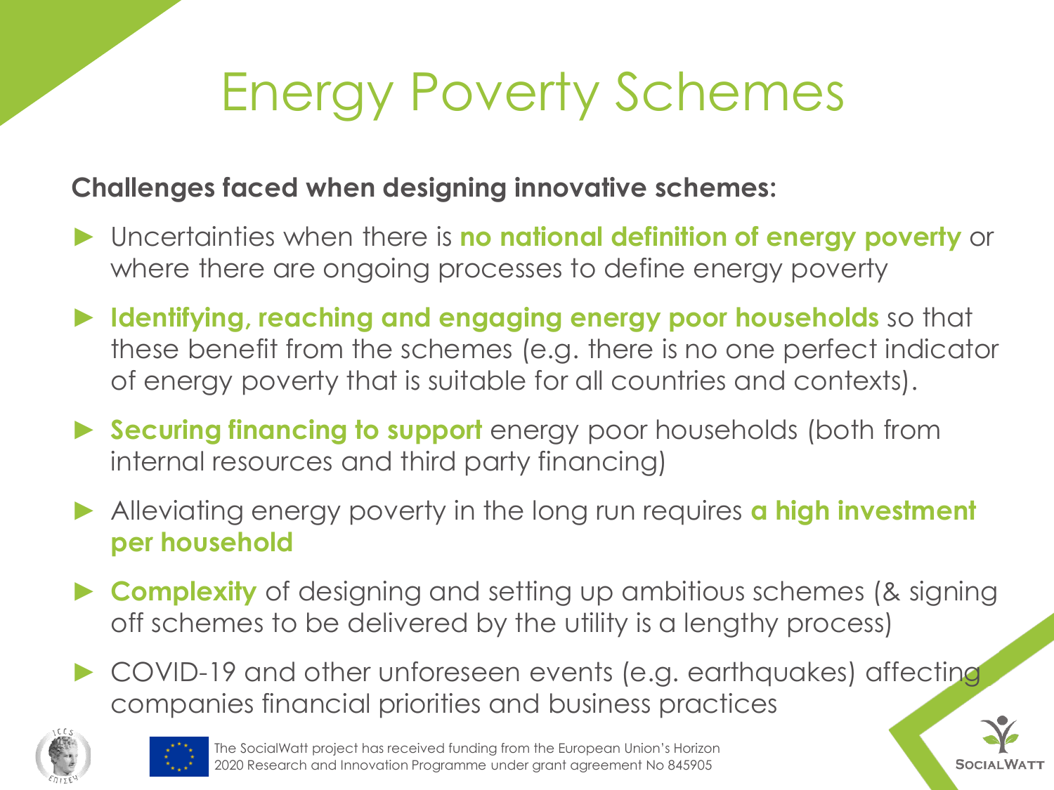# Energy Poverty Schemes

**Challenges faced when designing innovative schemes:**

- Uncertainties when there is **no national definition of energy poverty** or where there are ongoing processes to define energy poverty
- **Identifying, reaching and engaging energy poor households** so that these benefit from the schemes (e.g. there is no one perfect indicator of energy poverty that is suitable for all countries and contexts).
- **Securing financing to support** energy poor households (both from internal resources and third party financing)
- Alleviating energy poverty in the long run requires **a high investment per household**
- **Complexity** of designing and setting up ambitious schemes (& signing off schemes to be delivered by the utility is a lengthy process)
- COVID-19 and other unforeseen events (e.g. earthquakes) affecting companies financial priorities and business practices

The SocialWatt project has received funding from the European Union's Horizon 2020 Research and Innovation Programme under grant agreement No 845905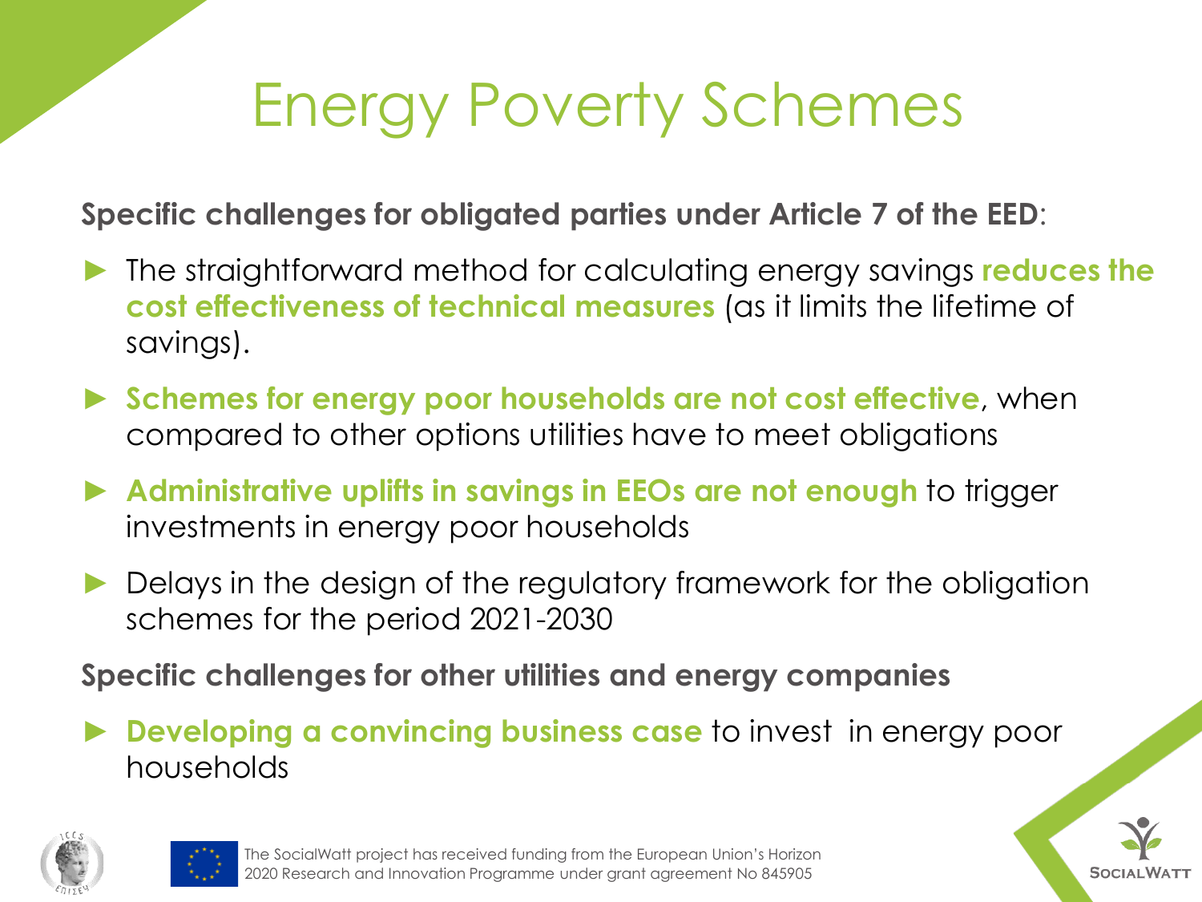# Energy Poverty Schemes

**Specific challenges for obligated parties under Article 7 of the EED**:

- The straightforward method for calculating energy savings **reduces the cost effectiveness of technical measures** (as it limits the lifetime of savings).
- **Schemes for energy poor households are not cost effective**, when compared to other options utilities have to meet obligations
- **Administrative uplifts in savings in EEOs are not enough** to trigger investments in energy poor households
- Delays in the design of the regulatory framework for the obligation schemes for the period 2021-2030

**Specific challenges for other utilities and energy companies**

- **Developing a convincing business case** to invest in energy poor households

The SocialWatt project has received funding from the European Union's Horizon 2020 Research and Innovation Programme under grant agreement No 845905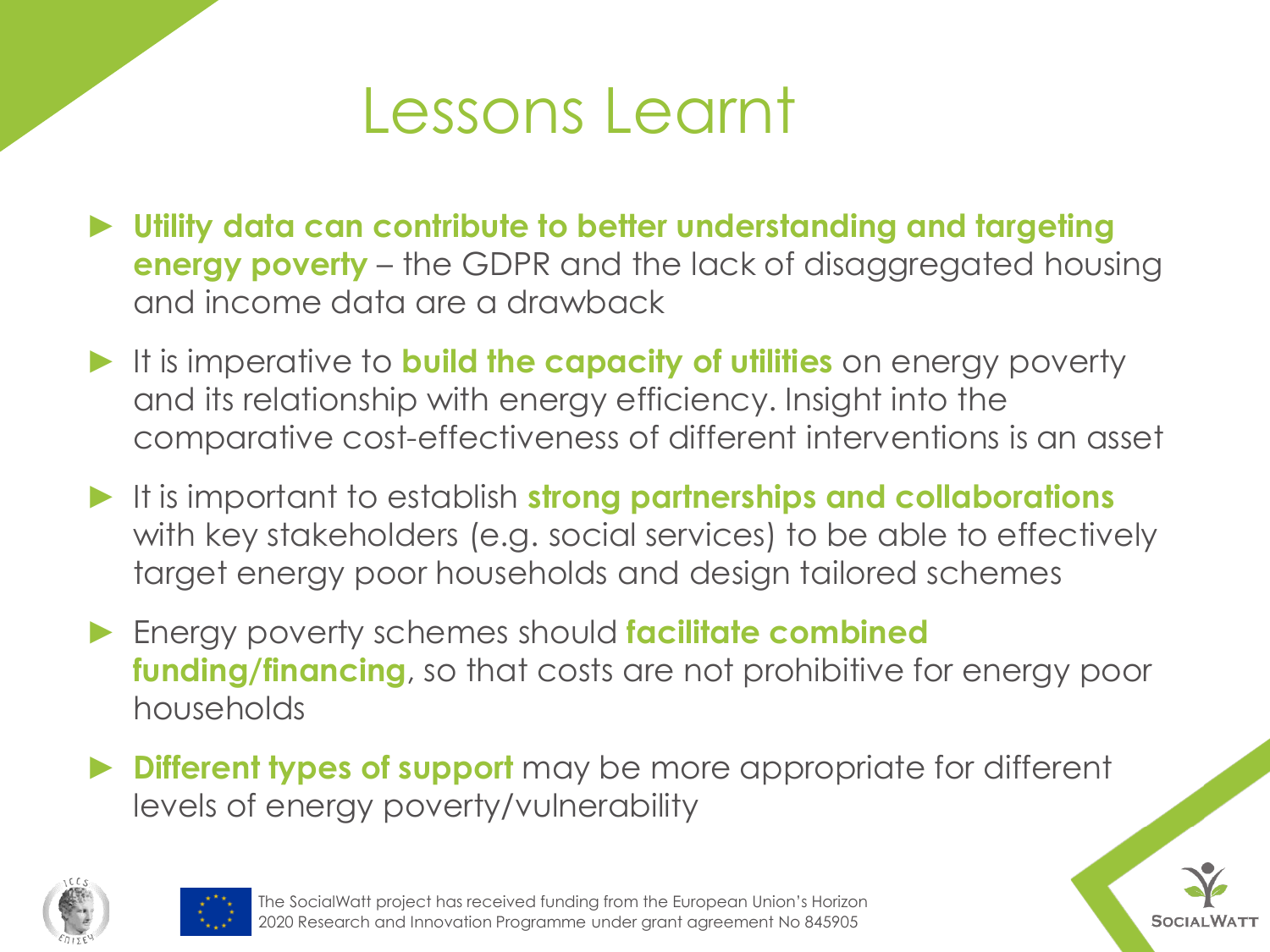# Lessons Learnt

- **Utility data can contribute to better understanding and targeting energy poverty** – the GDPR and the lack of disaggregated housing and income data are a drawback
- It is imperative to **build the capacity of utilities** on energy poverty and its relationship with energy efficiency. Insight into the comparative cost-effectiveness of different interventions is an asset
- It is important to establish **strong partnerships and collaborations** with key stakeholders (e.g. social services) to be able to effectively target energy poor households and design tailored schemes
- Energy poverty schemes should **facilitate combined funding/financing**, so that costs are not prohibitive for energy poor households
- **Different types of support** may be more appropriate for different levels of energy poverty/vulnerability

The SocialWatt project has received funding from the European Union's Horizon 2020 Research and Innovation Programme under grant agreement No 845905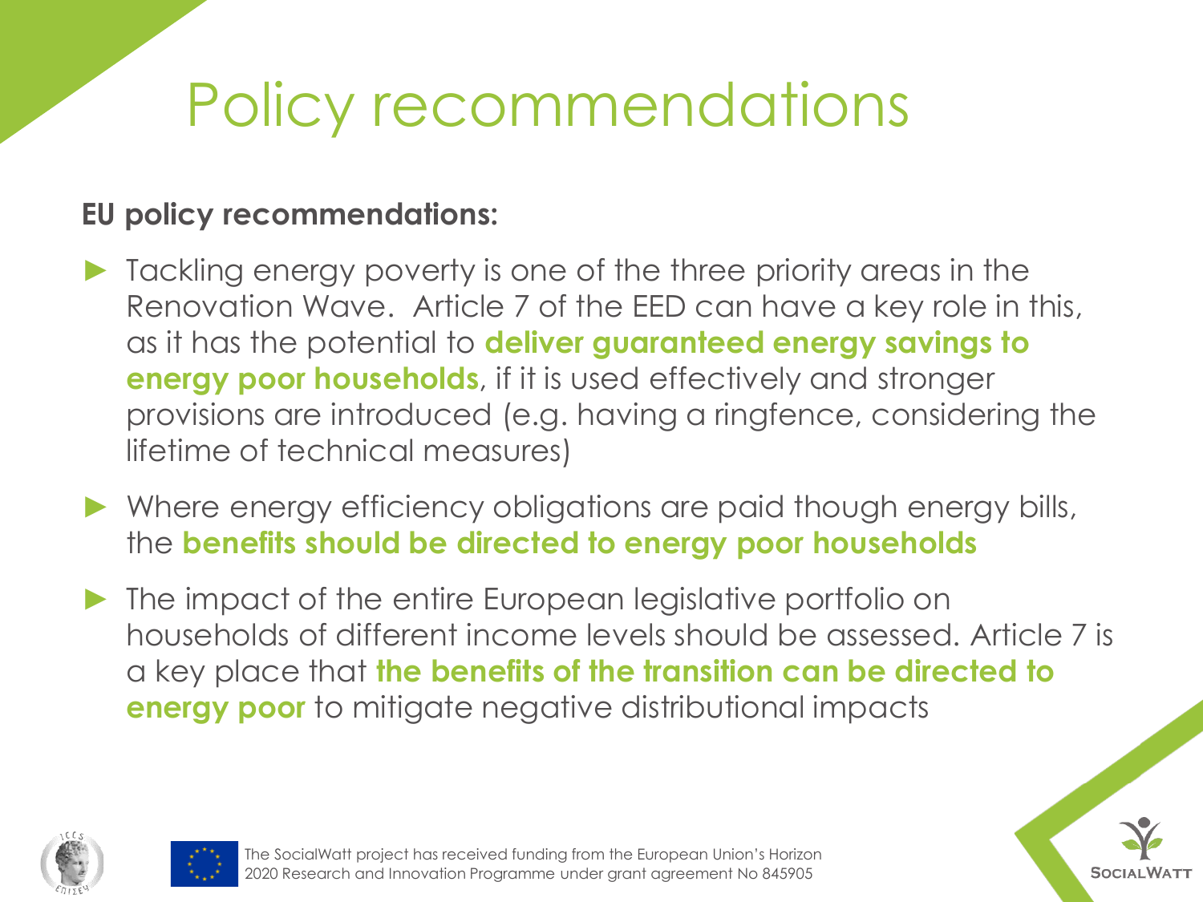# Policy recommendations

**EU policy recommendations:**

- Tackling energy poverty is one of the three priority areas in the Renovation Wave. Article 7 of the EED can have a key role in this, as it has the potential to **deliver guaranteed energy savings to energy poor households**, if it is used effectively and stronger provisions are introduced (e.g. having a ringfence, considering the lifetime of technical measures)
- Where energy efficiency obligations are paid though energy bills, the **benefits should be directed to energy poor households**
- The impact of the entire European legislative portfolio on households of different income levels should be assessed. Article 7 is a key place that **the benefits of the transition can be directed to energy poor** to mitigate negative distributional impacts

The SocialWatt project has received funding from the European Union's Horizon 2020 Research and Innovation Programme under grant agreement No 845905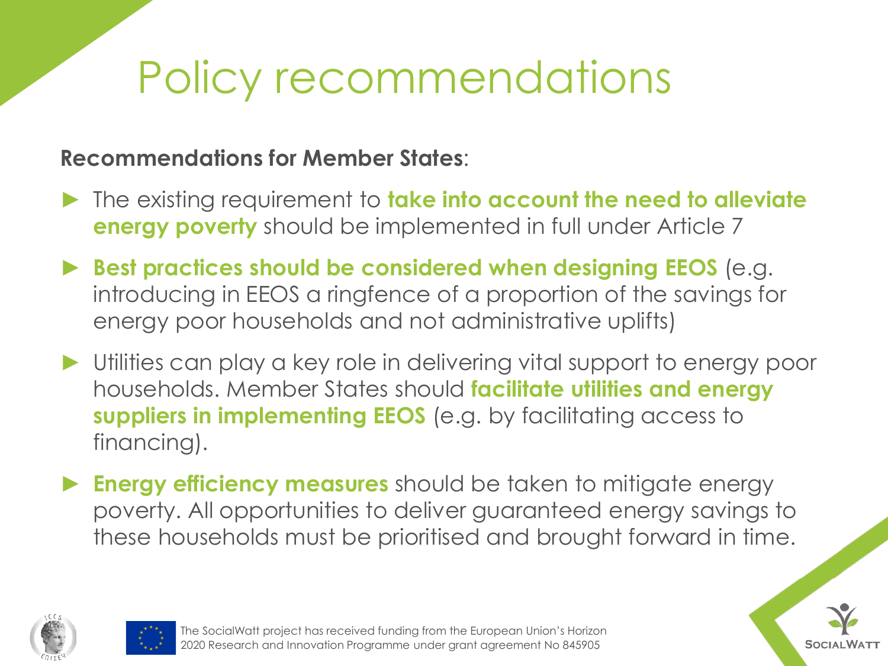# Policy recommendations

**Recommendations for Member States**:

- The existing requirement to **take into account the need to alleviate energy poverty** should be implemented in full under Article 7
- **Best practices should be considered when designing EEOS** (e.g. introducing in EEOS a ringfence of a proportion of the savings for energy poor households and not administrative uplifts)
- Utilities can play a key role in delivering vital support to energy poor households. Member States should **facilitate utilities and energy suppliers in implementing EEOS** (e.g. by facilitating access to financing).
- **Energy efficiency measures** should be taken to mitigate energy poverty. All opportunities to deliver guaranteed energy savings to these households must be prioritised and brought forward in time.

The SocialWatt project has received funding from the European Union's Horizon 2020 Research and Innovation Programme under grant agreement No 845905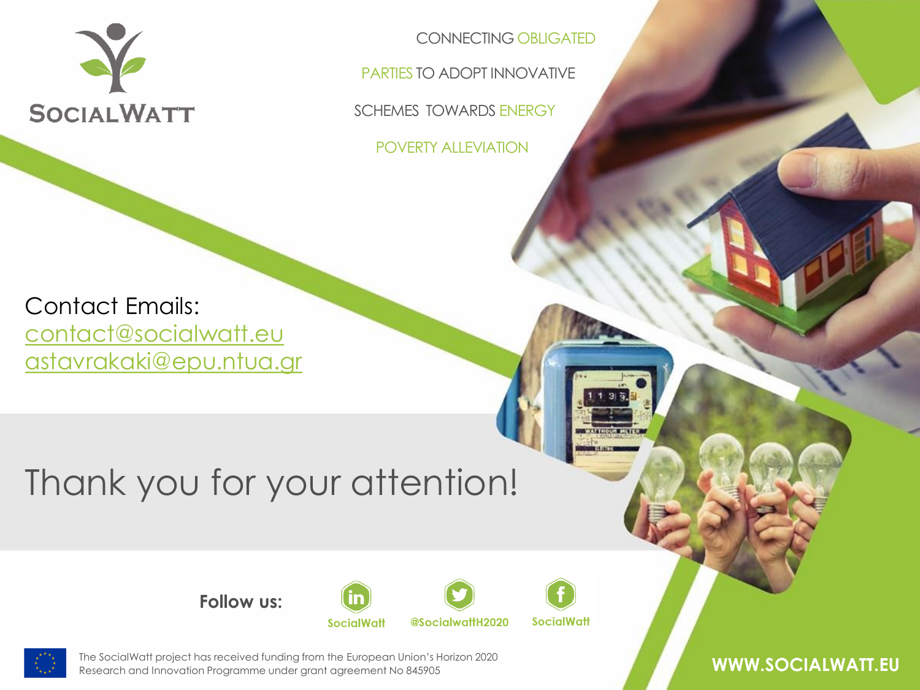SOCIALWATT

CONNECTING OBLIGATED PARTIES TO ADOPT INNOVATIVE SCHEMES TOWARDS ENERGY POVERTY ALLEVIATION

Contact Emails:
contact@socialwatt.eu
astavrakaki@epu.ntua.gr

# Thank you for your attention!

**Follow us:**

SocialWatt

@SocialwattH2020

SocialWatt

The SocialWatt project has received funding from the European Union's Horizon 2020 Research and Innovation Programme under grant agreement No 845905

**WWW.SOCIALWATT.EU**